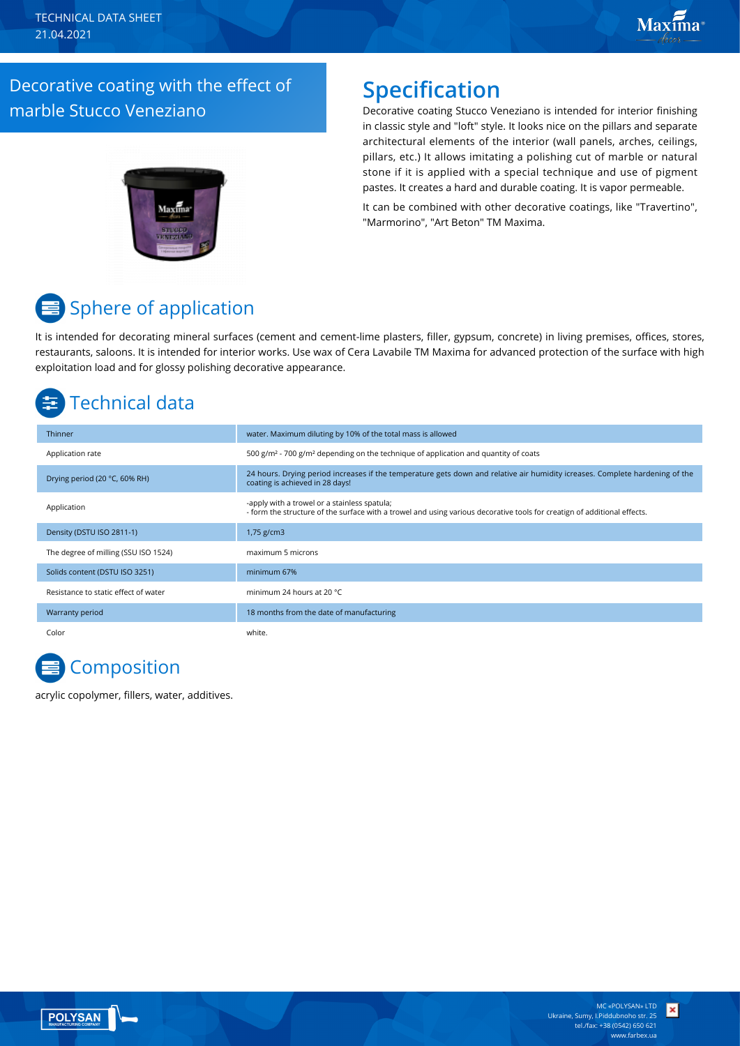TECHNICAL DATA SHEET
21.04.2021

# Decorative coating with the effect of marble Stucco Veneziano

## Specification

Decorative coating Stucco Veneziano is intended for interior finishing in classic style and "loft" style. It looks nice on the pillars and separate architectural elements of the interior (wall panels, arches, ceilings, pillars, etc.) It allows imitating a polishing cut of marble or natural stone if it is applied with a special technique and use of pigment pastes. It creates a hard and durable coating. It is vapor permeable.

It can be combined with other decorative coatings, like "Travertino", "Marmorino", "Art Beton" TM Maxima.

## Sphere of application

It is intended for decorating mineral surfaces (cement and cement-lime plasters, filler, gypsum, concrete) in living premises, offices, stores, restaurants, saloons. It is intended for interior works. Use wax of Cera Lavabile TM Maxima for advanced protection of the surface with high exploitation load and for glossy polishing decorative appearance.

## Technical data

| | |
|---|---|
| Thinner | water. Maximum diluting by 10% of the total mass is allowed |
| Application rate | 500 g/m² - 700 g/m² depending on the technique of application and quantity of coats |
| Drying period (20 °C, 60% RH) | 24 hours. Drying period increases if the temperature gets down and relative air humidity increases. Complete hardening of the coating is achieved in 28 days! |
| Application | -apply with a trowel or a stainless spatula;<br>- form the structure of the surface with a trowel and using various decorative tools for creatign of additional effects. |
| Density (DSTU ISO 2811-1) | 1,75 g/cm3 |
| The degree of milling (SSU ISO 1524) | maximum 5 microns |
| Solids content (DSTU ISO 3251) | minimum 67% |
| Resistance to static effect of water | minimum 24 hours at 20 °C |
| Warranty period | 18 months from the date of manufacturing |
| Color | white. |

## Composition

acrylic copolymer, fillers, water, additives.

MC «POLYSAN» LTD
Ukraine, Sumy, I.Piddubnoho str. 25
tel./fax: +38 (0542) 650 621
www.farbex.ua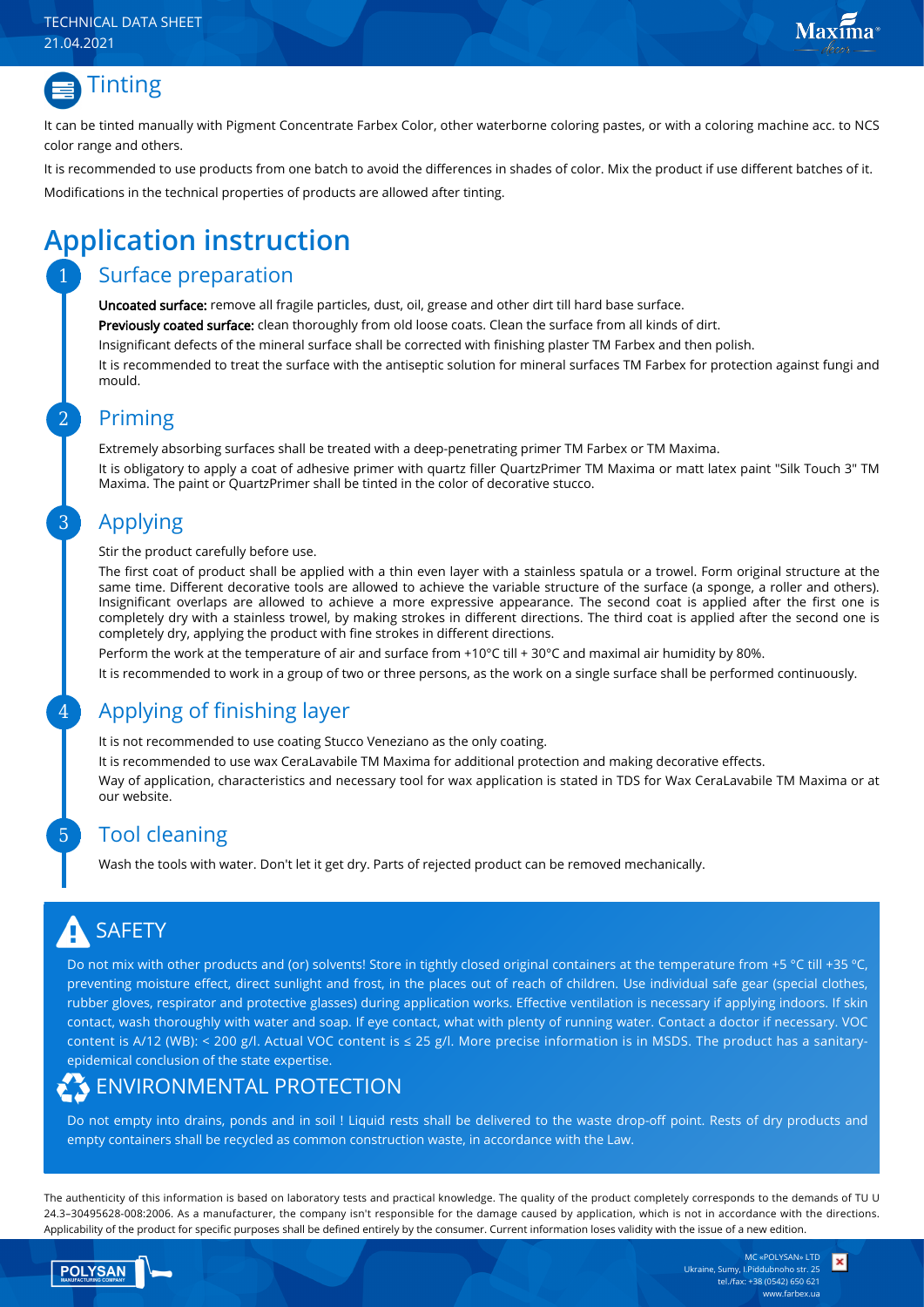## Tinting

It can be tinted manually with Pigment Concentrate Farbex Color, other waterborne coloring pastes, or with a coloring machine acc. to NCS color range and others.

It is recommended to use products from one batch to avoid the differences in shades of color. Mix the product if use different batches of it.

Modifications in the technical properties of products are allowed after tinting.

# Application instruction

## 1 Surface preparation

**Uncoated surface:** remove all fragile particles, dust, oil, grease and other dirt till hard base surface.

**Previously coated surface:** clean thoroughly from old loose coats. Clean the surface from all kinds of dirt.

Insignificant defects of the mineral surface shall be corrected with finishing plaster TM Farbex and then polish.

It is recommended to treat the surface with the antiseptic solution for mineral surfaces TM Farbex for protection against fungi and mould.

## 2 Priming

Extremely absorbing surfaces shall be treated with a deep-penetrating primer TM Farbex or TM Maxima.

It is obligatory to apply a coat of adhesive primer with quartz filler QuartzPrimer TM Maxima or matt latex paint "Silk Touch 3" TM Maxima. The paint or QuartzPrimer shall be tinted in the color of decorative stucco.

## 3 Applying

Stir the product carefully before use.

The first coat of product shall be applied with a thin even layer with a stainless spatula or a trowel. Form original structure at the same time. Different decorative tools are allowed to achieve the variable structure of the surface (a sponge, a roller and others). Insignificant overlaps are allowed to achieve a more expressive appearance. The second coat is applied after the first one is completely dry with a stainless trowel, by making strokes in different directions. The third coat is applied after the second one is completely dry, applying the product with fine strokes in different directions.

Perform the work at the temperature of air and surface from +10°C till + 30°C and maximal air humidity by 80%.

It is recommended to work in a group of two or three persons, as the work on a single surface shall be performed continuously.

## 4 Applying of finishing layer

It is not recommended to use coating Stucco Veneziano as the only coating.

It is recommended to use wax CeraLavabile TM Maxima for additional protection and making decorative effects.

Way of application, characteristics and necessary tool for wax application is stated in TDS for Wax CeraLavabile TM Maxima or at our website.

## 5 Tool cleaning

Wash the tools with water. Don't let it get dry. Parts of rejected product can be removed mechanically.

## SAFETY

Do not mix with other products and (or) solvents! Store in tightly closed original containers at the temperature from +5 °C till +35 °C, preventing moisture effect, direct sunlight and frost, in the places out of reach of children. Use individual safe gear (special clothes, rubber gloves, respirator and protective glasses) during application works. Effective ventilation is necessary if applying indoors. If skin contact, wash thoroughly with water and soap. If eye contact, what with plenty of running water. Contact a doctor if necessary. VOC content is A/12 (WB): < 200 g/l. Actual VOC content is ≤ 25 g/l. More precise information is in MSDS. The product has a sanitary-epidemical conclusion of the state expertise.

## ENVIRONMENTAL PROTECTION

Do not empty into drains, ponds and in soil ! Liquid rests shall be delivered to the waste drop-off point. Rests of dry products and empty containers shall be recycled as common construction waste, in accordance with the Law.

The authenticity of this information is based on laboratory tests and practical knowledge. The quality of the product completely corresponds to the demands of TU U 24.3–30495628-008:2006. As a manufacturer, the company isn't responsible for the damage caused by application, which is not in accordance with the directions. Applicability of the product for specific purposes shall be defined entirely by the consumer. Current information loses validity with the issue of a new edition.

MC «POLYSAN» LTD
Ukraine, Sumy, I.Piddubnoho str. 25
tel./fax: +38 (0542) 650 621
www.farbex.ua